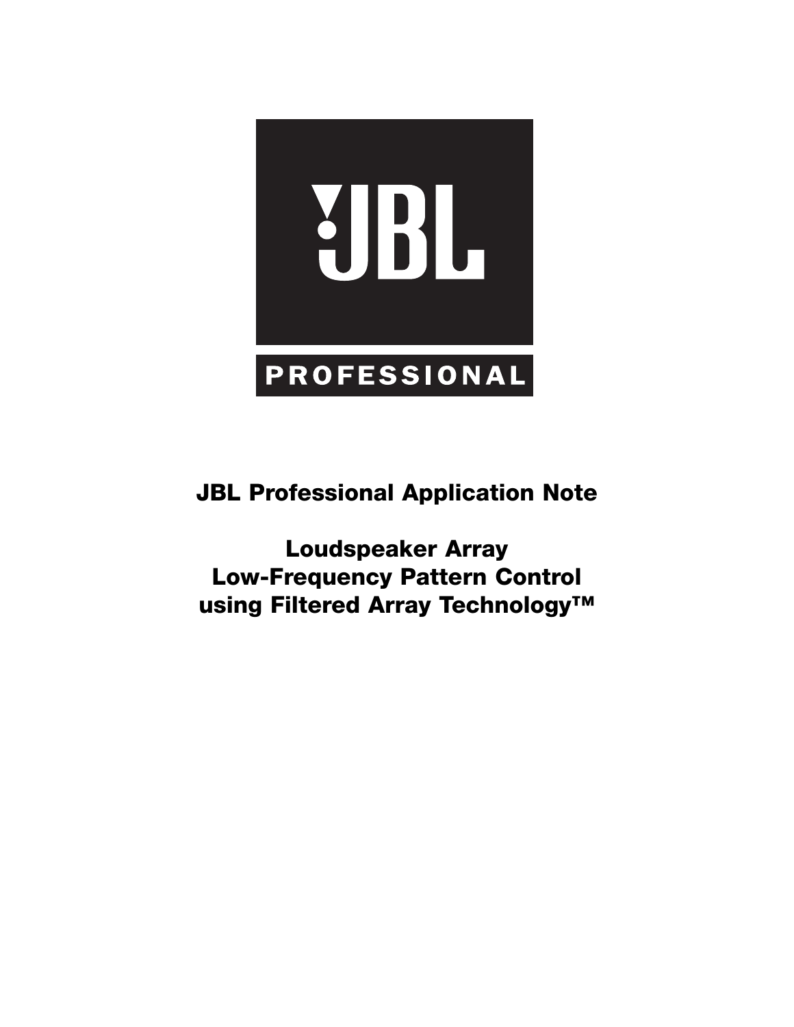JBL

PROFESSIONAL

# JBL Professional Application Note

# Loudspeaker Array Low-Frequency Pattern Control using Filtered Array Technology™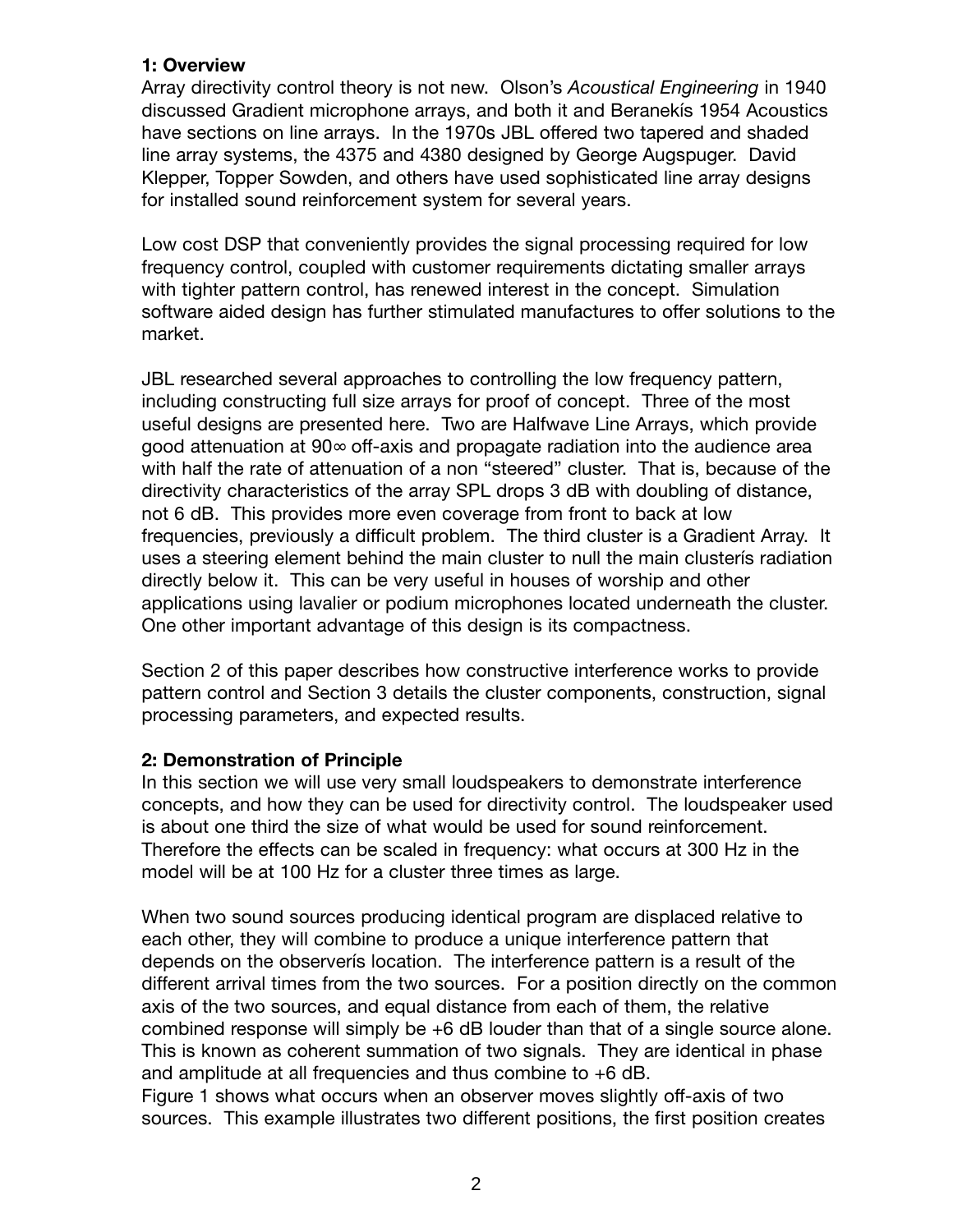### 1: Overview

Array directivity control theory is not new. Olson's *Acoustical Engineering* in 1940 discussed Gradient microphone arrays, and both it and Beranekís 1954 Acoustics have sections on line arrays. In the 1970s JBL offered two tapered and shaded line array systems, the 4375 and 4380 designed by George Augspuger. David Klepper, Topper Sowden, and others have used sophisticated line array designs for installed sound reinforcement system for several years.

Low cost DSP that conveniently provides the signal processing required for low frequency control, coupled with customer requirements dictating smaller arrays with tighter pattern control, has renewed interest in the concept. Simulation software aided design has further stimulated manufactures to offer solutions to the market.

JBL researched several approaches to controlling the low frequency pattern, including constructing full size arrays for proof of concept. Three of the most useful designs are presented here. Two are Halfwave Line Arrays, which provide good attenuation at 90∞ off-axis and propagate radiation into the audience area with half the rate of attenuation of a non "steered" cluster. That is, because of the directivity characteristics of the array SPL drops 3 dB with doubling of distance, not 6 dB. This provides more even coverage from front to back at low frequencies, previously a difficult problem. The third cluster is a Gradient Array. It uses a steering element behind the main cluster to null the main clusterís radiation directly below it. This can be very useful in houses of worship and other applications using lavalier or podium microphones located underneath the cluster. One other important advantage of this design is its compactness.

Section 2 of this paper describes how constructive interference works to provide pattern control and Section 3 details the cluster components, construction, signal processing parameters, and expected results.

### 2: Demonstration of Principle

In this section we will use very small loudspeakers to demonstrate interference concepts, and how they can be used for directivity control. The loudspeaker used is about one third the size of what would be used for sound reinforcement. Therefore the effects can be scaled in frequency: what occurs at 300 Hz in the model will be at 100 Hz for a cluster three times as large.

When two sound sources producing identical program are displaced relative to each other, they will combine to produce a unique interference pattern that depends on the observerís location. The interference pattern is a result of the different arrival times from the two sources. For a position directly on the common axis of the two sources, and equal distance from each of them, the relative combined response will simply be +6 dB louder than that of a single source alone. This is known as coherent summation of two signals. They are identical in phase and amplitude at all frequencies and thus combine to +6 dB.
Figure 1 shows what occurs when an observer moves slightly off-axis of two sources. This example illustrates two different positions, the first position creates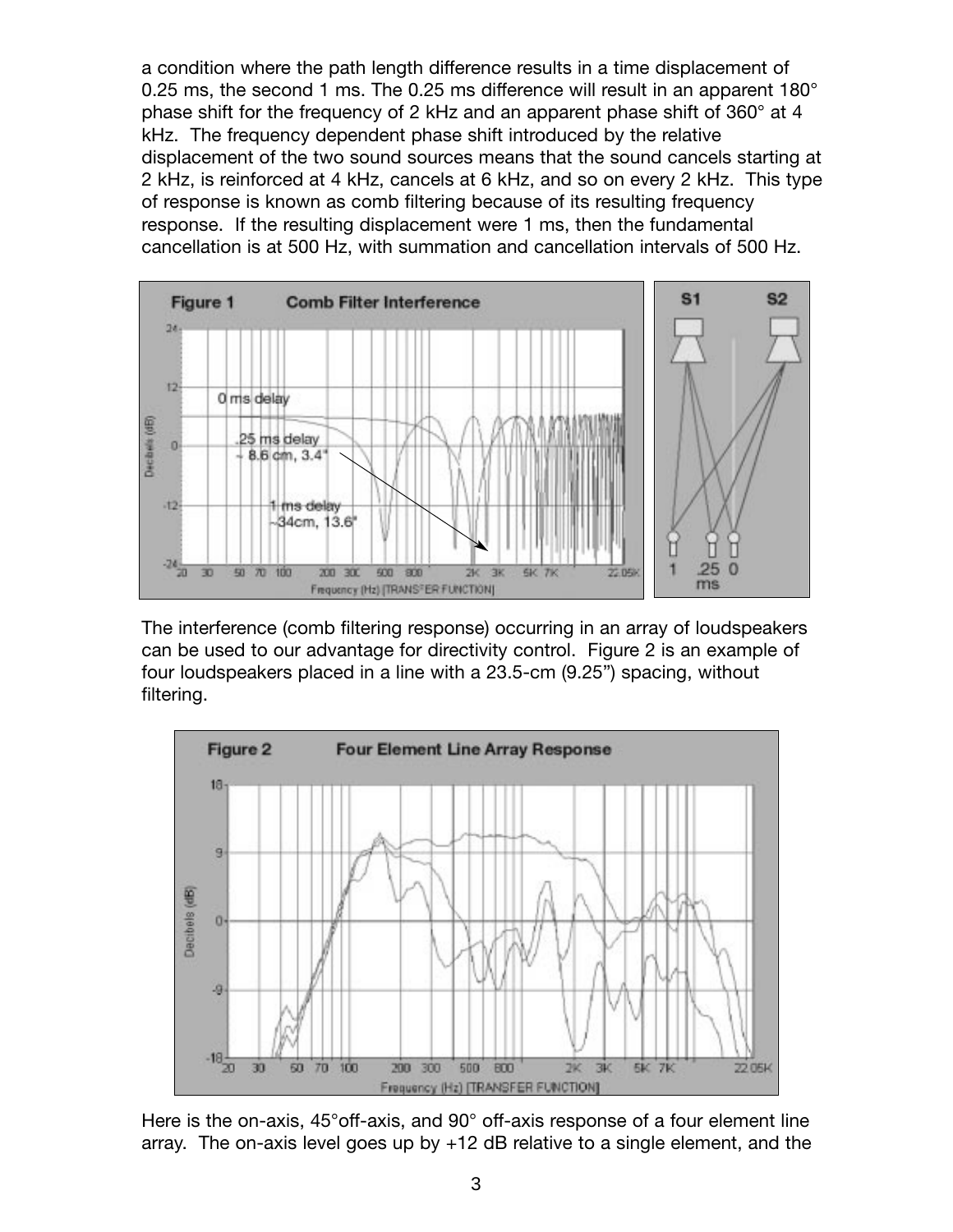a condition where the path length difference results in a time displacement of 0.25 ms, the second 1 ms. The 0.25 ms difference will result in an apparent 180° phase shift for the frequency of 2 kHz and an apparent phase shift of 360° at 4 kHz. The frequency dependent phase shift introduced by the relative displacement of the two sound sources means that the sound cancels starting at 2 kHz, is reinforced at 4 kHz, cancels at 6 kHz, and so on every 2 kHz. This type of response is known as comb filtering because of its resulting frequency response. If the resulting displacement were 1 ms, then the fundamental cancellation is at 500 Hz, with summation and cancellation intervals of 500 Hz.

Figure 1 Comb Filter Interference

The interference (comb filtering response) occurring in an array of loudspeakers can be used to our advantage for directivity control. Figure 2 is an example of four loudspeakers placed in a line with a 23.5-cm (9.25") spacing, without filtering.

Figure 2 Four Element Line Array Response

Here is the on-axis, 45°off-axis, and 90° off-axis response of a four element line array. The on-axis level goes up by +12 dB relative to a single element, and the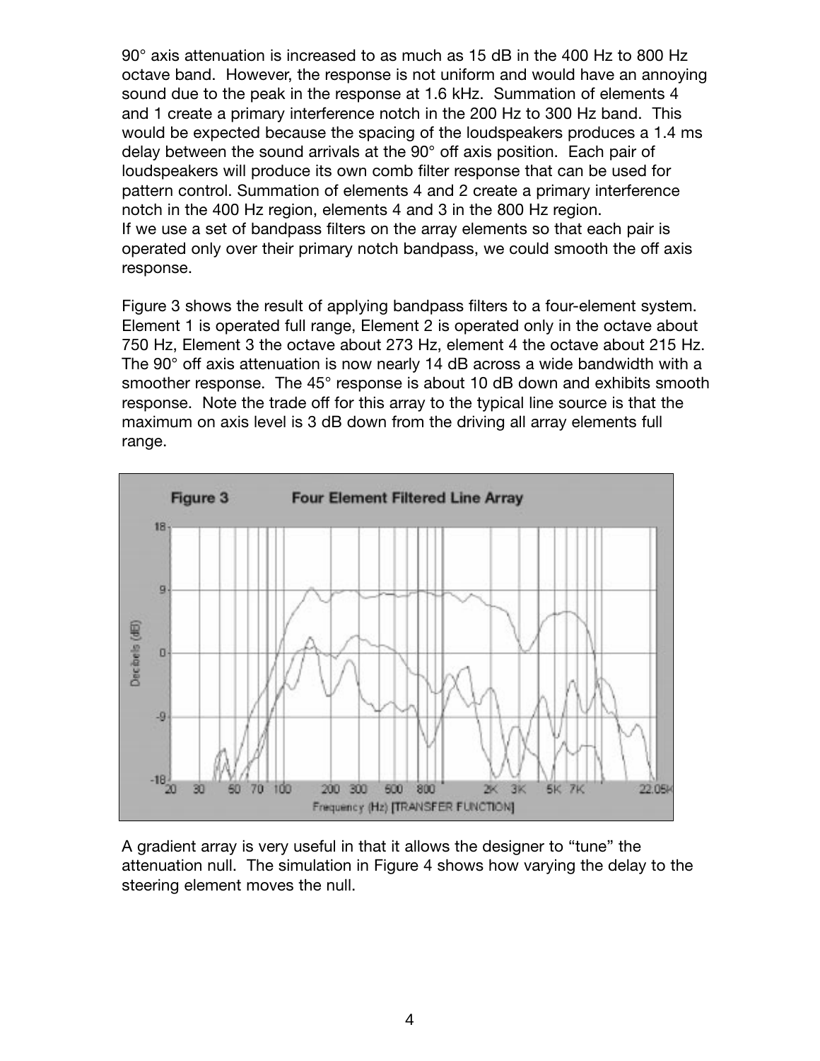90° axis attenuation is increased to as much as 15 dB in the 400 Hz to 800 Hz octave band. However, the response is not uniform and would have an annoying sound due to the peak in the response at 1.6 kHz. Summation of elements 4 and 1 create a primary interference notch in the 200 Hz to 300 Hz band. This would be expected because the spacing of the loudspeakers produces a 1.4 ms delay between the sound arrivals at the 90° off axis position. Each pair of loudspeakers will produce its own comb filter response that can be used for pattern control. Summation of elements 4 and 2 create a primary interference notch in the 400 Hz region, elements 4 and 3 in the 800 Hz region.
If we use a set of bandpass filters on the array elements so that each pair is operated only over their primary notch bandpass, we could smooth the off axis response.

Figure 3 shows the result of applying bandpass filters to a four-element system. Element 1 is operated full range, Element 2 is operated only in the octave about 750 Hz, Element 3 the octave about 273 Hz, element 4 the octave about 215 Hz. The 90° off axis attenuation is now nearly 14 dB across a wide bandwidth with a smoother response. The 45° response is about 10 dB down and exhibits smooth response. Note the trade off for this array to the typical line source is that the maximum on axis level is 3 dB down from the driving all array elements full range.

Figure 3 Four Element Filtered Line Array

A gradient array is very useful in that it allows the designer to "tune" the attenuation null. The simulation in Figure 4 shows how varying the delay to the steering element moves the null.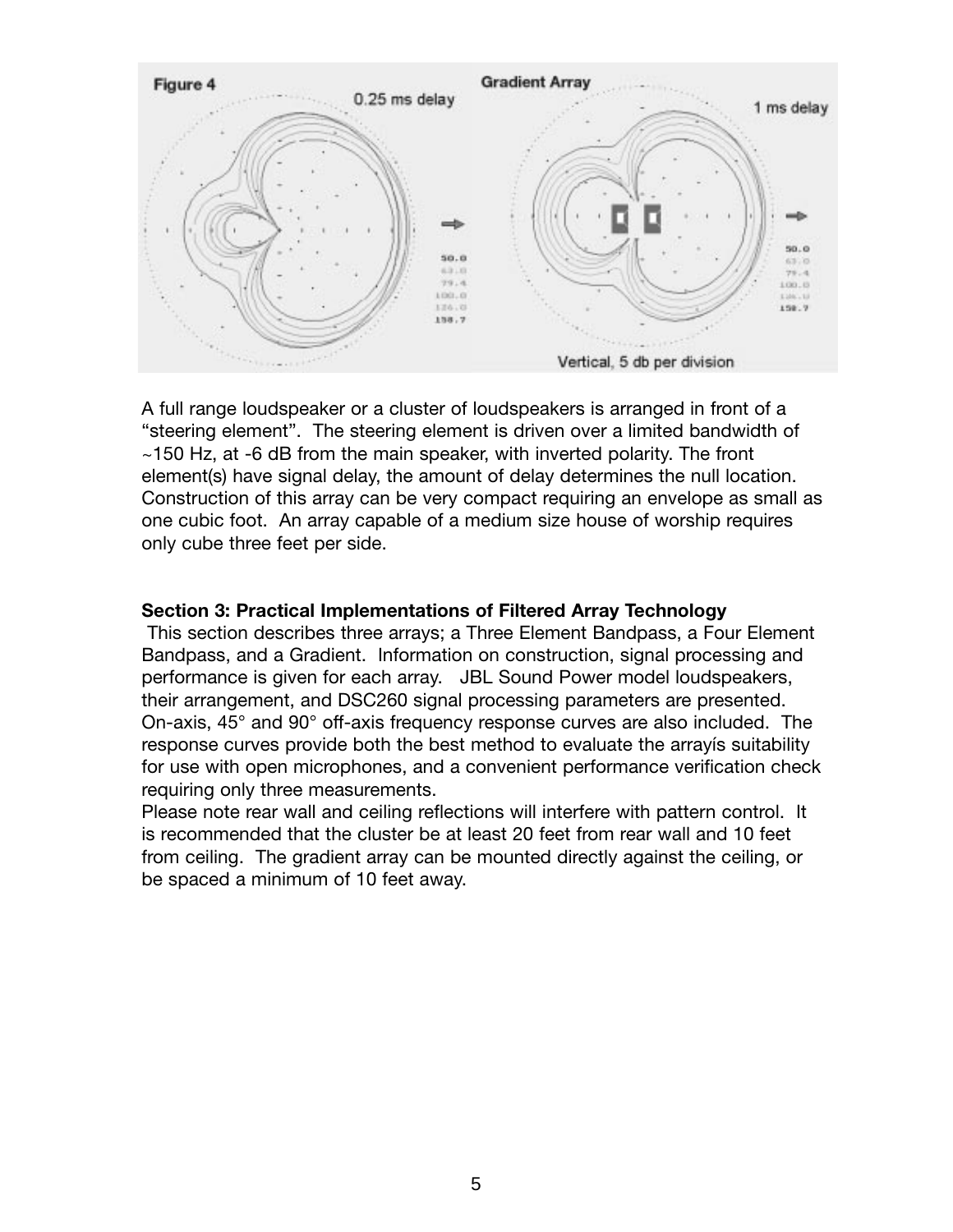Figure 4 — Gradient Array

0.25 ms delay — 1 ms delay

Vertical, 5 db per division

A full range loudspeaker or a cluster of loudspeakers is arranged in front of a "steering element". The steering element is driven over a limited bandwidth of ~150 Hz, at -6 dB from the main speaker, with inverted polarity. The front element(s) have signal delay, the amount of delay determines the null location. Construction of this array can be very compact requiring an envelope as small as one cubic foot. An array capable of a medium size house of worship requires only cube three feet per side.

**Section 3: Practical Implementations of Filtered Array Technology**

This section describes three arrays; a Three Element Bandpass, a Four Element Bandpass, and a Gradient. Information on construction, signal processing and performance is given for each array. JBL Sound Power model loudspeakers, their arrangement, and DSC260 signal processing parameters are presented. On-axis, 45° and 90° off-axis frequency response curves are also included. The response curves provide both the best method to evaluate the arrayís suitability for use with open microphones, and a convenient performance verification check requiring only three measurements.

Please note rear wall and ceiling reflections will interfere with pattern control. It is recommended that the cluster be at least 20 feet from rear wall and 10 feet from ceiling. The gradient array can be mounted directly against the ceiling, or be spaced a minimum of 10 feet away.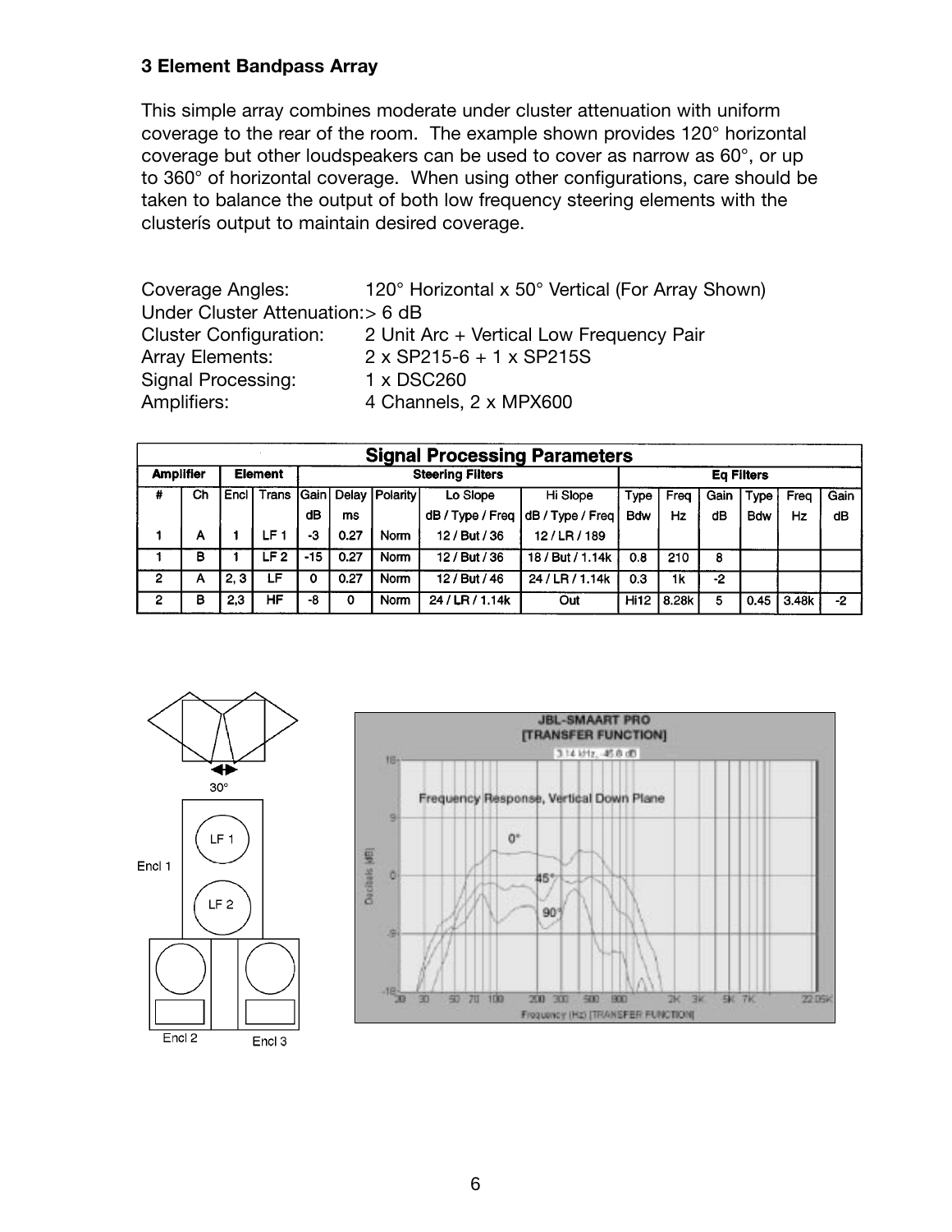### 3 Element Bandpass Array

This simple array combines moderate under cluster attenuation with uniform coverage to the rear of the room. The example shown provides 120° horizontal coverage but other loudspeakers can be used to cover as narrow as 60°, or up to 360° of horizontal coverage. When using other configurations, care should be taken to balance the output of both low frequency steering elements with the clusterís output to maintain desired coverage.

Coverage Angles: 120° Horizontal x 50° Vertical (For Array Shown)
Under Cluster Attenuation: > 6 dB
Cluster Configuration: 2 Unit Arc + Vertical Low Frequency Pair
Array Elements: 2 x SP215-6 + 1 x SP215S
Signal Processing: 1 x DSC260
Amplifiers: 4 Channels, 2 x MPX600

| Signal Processing Parameters | | | | | | | | | | | | | | | |
|---|---|---|---|---|---|---|---|---|---|---|---|---|---|---|---|
| Amplifier | | Element | | Steering Filters | | | | | Eq Filters | | | | | | |
| # | Ch | Encl | Trans | Gain dB | Delay ms | Polarity | Lo Slope dB / Type / Freq | Hi Slope dB / Type / Freq | Type Bdw | Freq Hz | Gain dB | Type Bdw | Freq Hz | Gain dB |
| 1 | A | 1 | LF 1 | -3 | 0.27 | Norm | 12 / But / 36 | 12 / LR / 189 | | | | | | |
| 1 | B | 1 | LF 2 | -15 | 0.27 | Norm | 12 / But / 36 | 18 / But / 1.14k | 0.8 | 210 | 8 | | | |
| 2 | A | 2, 3 | LF | 0 | 0.27 | Norm | 12 / But / 46 | 24 / LR / 1.14k | 0.3 | 1k | -2 | | | |
| 2 | B | 2,3 | HF | -8 | 0 | Norm | 24 / LR / 1.14k | Out | Hi12 | 8.28k | 5 | 0.45 | 3.48k | -2 |

30°

Encl 1 — LF 1, LF 2

Encl 2 Encl 3

JBL-SMAART PRO
[TRANSFER FUNCTION]

Frequency Response, Vertical Down Plane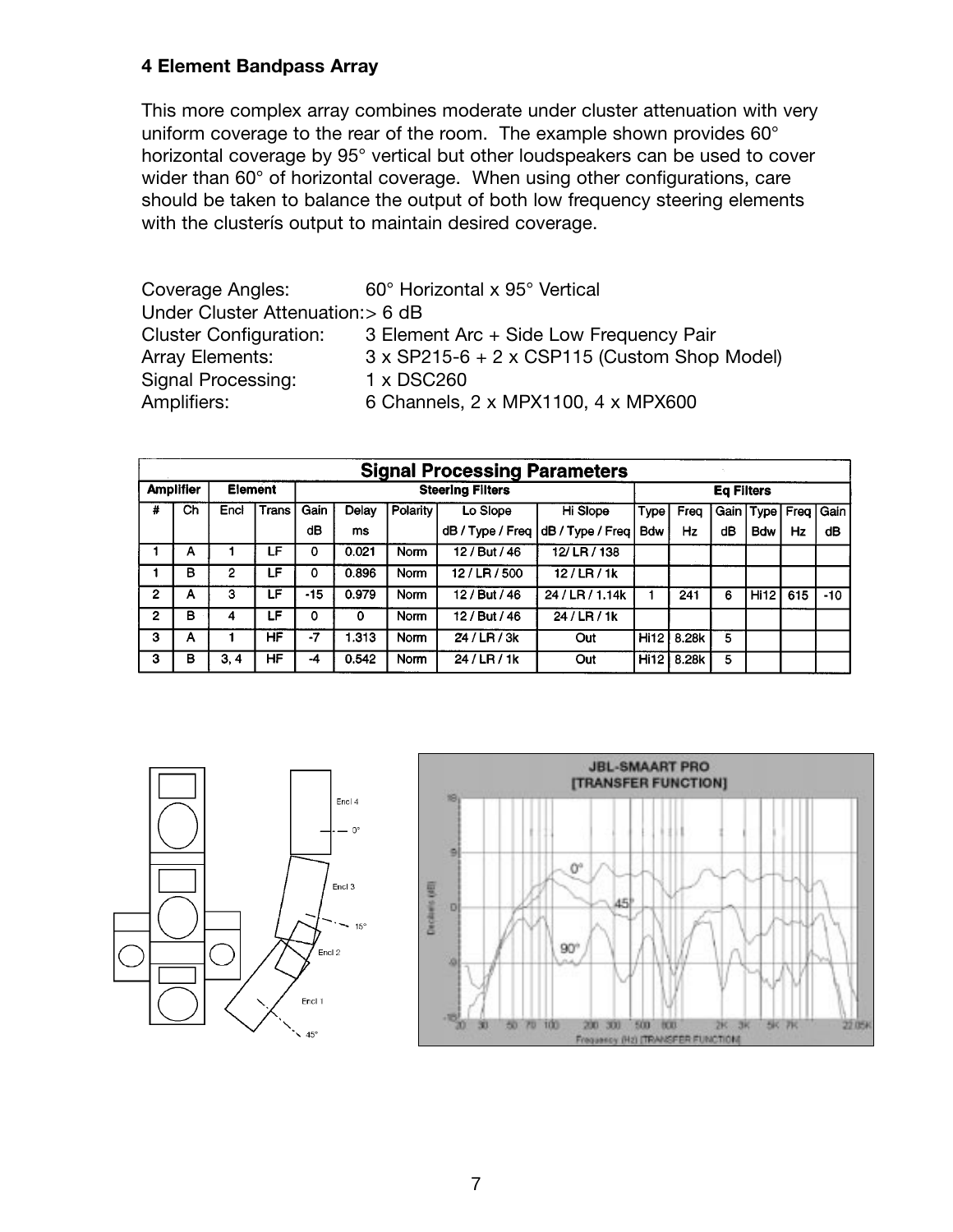### 4 Element Bandpass Array

This more complex array combines moderate under cluster attenuation with very uniform coverage to the rear of the room. The example shown provides 60° horizontal coverage by 95° vertical but other loudspeakers can be used to cover wider than 60° of horizontal coverage. When using other configurations, care should be taken to balance the output of both low frequency steering elements with the clusterís output to maintain desired coverage.

Coverage Angles: 60° Horizontal x 95° Vertical
Under Cluster Attenuation: > 6 dB
Cluster Configuration: 3 Element Arc + Side Low Frequency Pair
Array Elements: 3 x SP215-6 + 2 x CSP115 (Custom Shop Model)
Signal Processing: 1 x DSC260
Amplifiers: 6 Channels, 2 x MPX1100, 4 x MPX600

| Signal Processing Parameters | | | | | | | | | | | | | | | | |
|---|---|---|---|---|---|---|---|---|---|---|---|---|---|---|---|---|
| Amplifier | | Element | | Steering Filters | | | | | Eq Filters | | | | | | | |
| # | Ch | Encl | Trans | Gain dB | Delay ms | Polarity | Lo Slope dB / Type / Freq | Hi Slope dB / Type / Freq | Type Bdw | Freq Hz | Gain dB | Type Bdw | Freq Hz | Gain dB |
| 1 | A | 1 | LF | 0 | 0.021 | Norm | 12 / But / 46 | 12/ LR / 138 | | | | | | |
| 1 | B | 2 | LF | 0 | 0.896 | Norm | 12 / LR / 500 | 12 / LR / 1k | | | | | | |
| 2 | A | 3 | LF | -15 | 0.979 | Norm | 12 / But / 46 | 24 / LR / 1.14k | 1 | 241 | 6 | Hi12 | 615 | -10 |
| 2 | B | 4 | LF | 0 | 0 | Norm | 12 / But / 46 | 24 / LR / 1k | | | | | | |
| 3 | A | 1 | HF | -7 | 1.313 | Norm | 24 / LR / 3k | Out | Hi12 | 8.28k | 5 | | | |
| 3 | B | 3, 4 | HF | -4 | 0.542 | Norm | 24 / LR / 1k | Out | Hi12 | 8.28k | 5 | | | |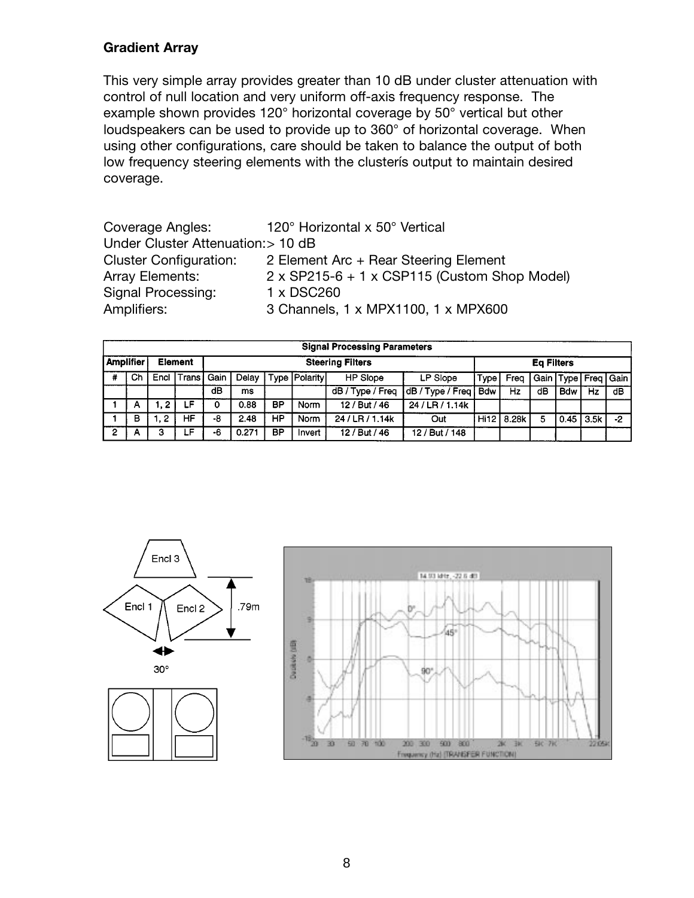**Gradient Array**

This very simple array provides greater than 10 dB under cluster attenuation with control of null location and very uniform off-axis frequency response. The example shown provides 120° horizontal coverage by 50° vertical but other loudspeakers can be used to provide up to 360° of horizontal coverage. When using other configurations, care should be taken to balance the output of both low frequency steering elements with the clusterís output to maintain desired coverage.

Coverage Angles: 120° Horizontal x 50° Vertical
Under Cluster Attenuation: > 10 dB
Cluster Configuration: 2 Element Arc + Rear Steering Element
Array Elements: 2 x SP215-6 + 1 x CSP115 (Custom Shop Model)
Signal Processing: 1 x DSC260
Amplifiers: 3 Channels, 1 x MPX1100, 1 x MPX600

| Signal Processing Parameters | | | | | | | | | | | | | | | | |
|---|---|---|---|---|---|---|---|---|---|---|---|---|---|---|---|---|
| Amplifier | | Element | | Steering Filters | | | | | | Eq Filters | | | | | | |
| # | Ch | Encl | Trans | Gain | Delay | Type | Polarity | HP Slope | LP Slope | Type | Freq | Gain | Type | Freq | Gain |
| | | | | dB | ms | | | dB / Type / Freq | dB / Type / Freq | Bdw | Hz | dB | Bdw | Hz | dB |
| 1 | A | 1, 2 | LF | 0 | 0.88 | BP | Norm | 12 / But / 46 | 24 / LR / 1.14k | | | | | | |
| 1 | B | 1, 2 | HF | -8 | 2.48 | HP | Norm | 24 / LR / 1.14k | Out | Hi12 | 8.28k | 5 | 0.45 | 3.5k | -2 |
| 2 | A | 3 | LF | -6 | 0.271 | BP | Invert | 12 / But / 46 | 12 / But / 148 | | | | | | |

Encl 3
Encl 1
Encl 2
.79m
30°

14.93 kHz, -22.6 dB
0°
45°
90°
Decibels (dB)
Frequency (Hz) (TRANSFER FUNCTION)